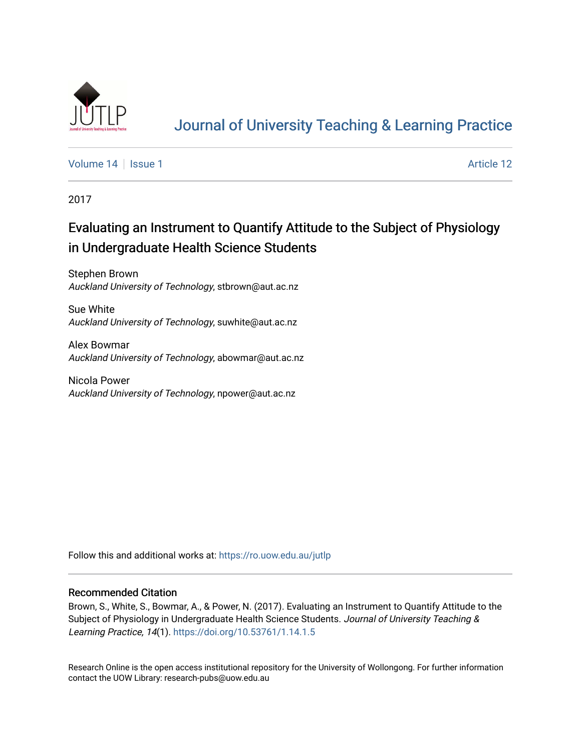# Journal of University Teaching & Learning Practice

Volume 14 | Issue 1 | Article 12

2017

## Evaluating an Instrument to Quantify Attitude to the Subject of Physiology in Undergraduate Health Science Students

Stephen Brown
*Auckland University of Technology*, stbrown@aut.ac.nz

Sue White
*Auckland University of Technology*, suwhite@aut.ac.nz

Alex Bowmar
*Auckland University of Technology*, abowmar@aut.ac.nz

Nicola Power
*Auckland University of Technology*, npower@aut.ac.nz

Follow this and additional works at: https://ro.uow.edu.au/jutlp

### Recommended Citation

Brown, S., White, S., Bowmar, A., & Power, N. (2017). Evaluating an Instrument to Quantify Attitude to the Subject of Physiology in Undergraduate Health Science Students. *Journal of University Teaching & Learning Practice, 14*(1). https://doi.org/10.53761/1.14.1.5

Research Online is the open access institutional repository for the University of Wollongong. For further information contact the UOW Library: research-pubs@uow.edu.au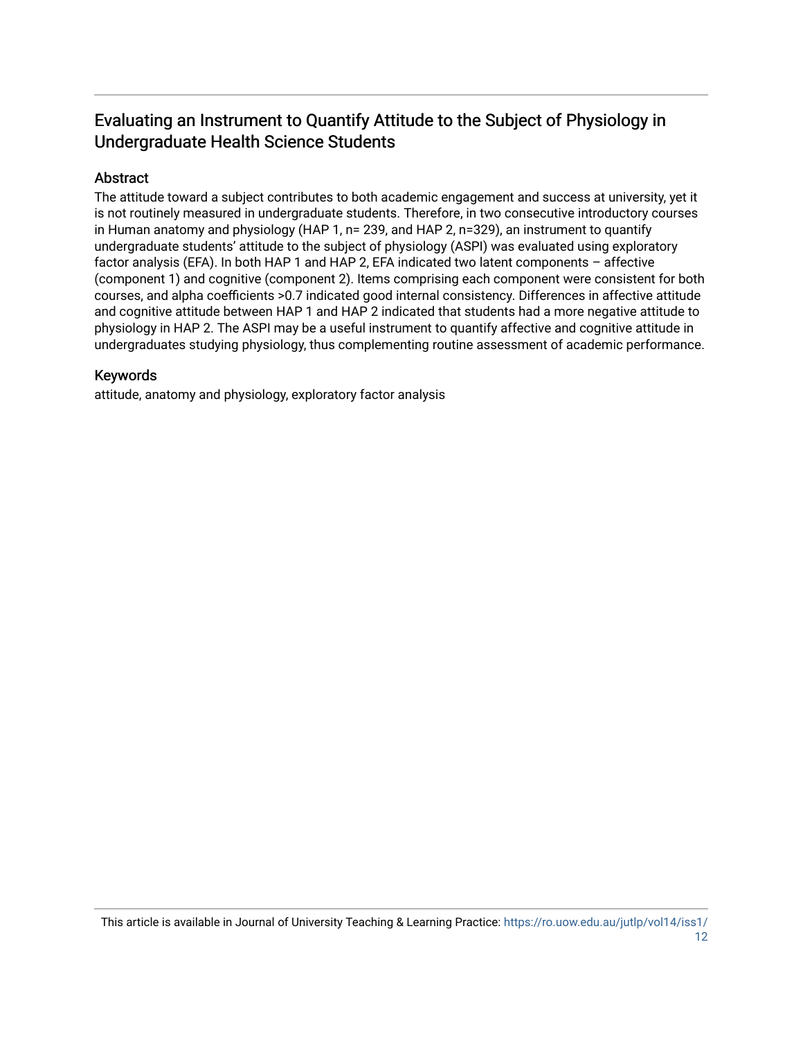## Evaluating an Instrument to Quantify Attitude to the Subject of Physiology in Undergraduate Health Science Students

### Abstract

The attitude toward a subject contributes to both academic engagement and success at university, yet it is not routinely measured in undergraduate students. Therefore, in two consecutive introductory courses in Human anatomy and physiology (HAP 1, n= 239, and HAP 2, n=329), an instrument to quantify undergraduate students' attitude to the subject of physiology (ASPI) was evaluated using exploratory factor analysis (EFA). In both HAP 1 and HAP 2, EFA indicated two latent components – affective (component 1) and cognitive (component 2). Items comprising each component were consistent for both courses, and alpha coefficients >0.7 indicated good internal consistency. Differences in affective attitude and cognitive attitude between HAP 1 and HAP 2 indicated that students had a more negative attitude to physiology in HAP 2. The ASPI may be a useful instrument to quantify affective and cognitive attitude in undergraduates studying physiology, thus complementing routine assessment of academic performance.

### Keywords

attitude, anatomy and physiology, exploratory factor analysis

This article is available in Journal of University Teaching & Learning Practice: https://ro.uow.edu.au/jutlp/vol14/iss1/12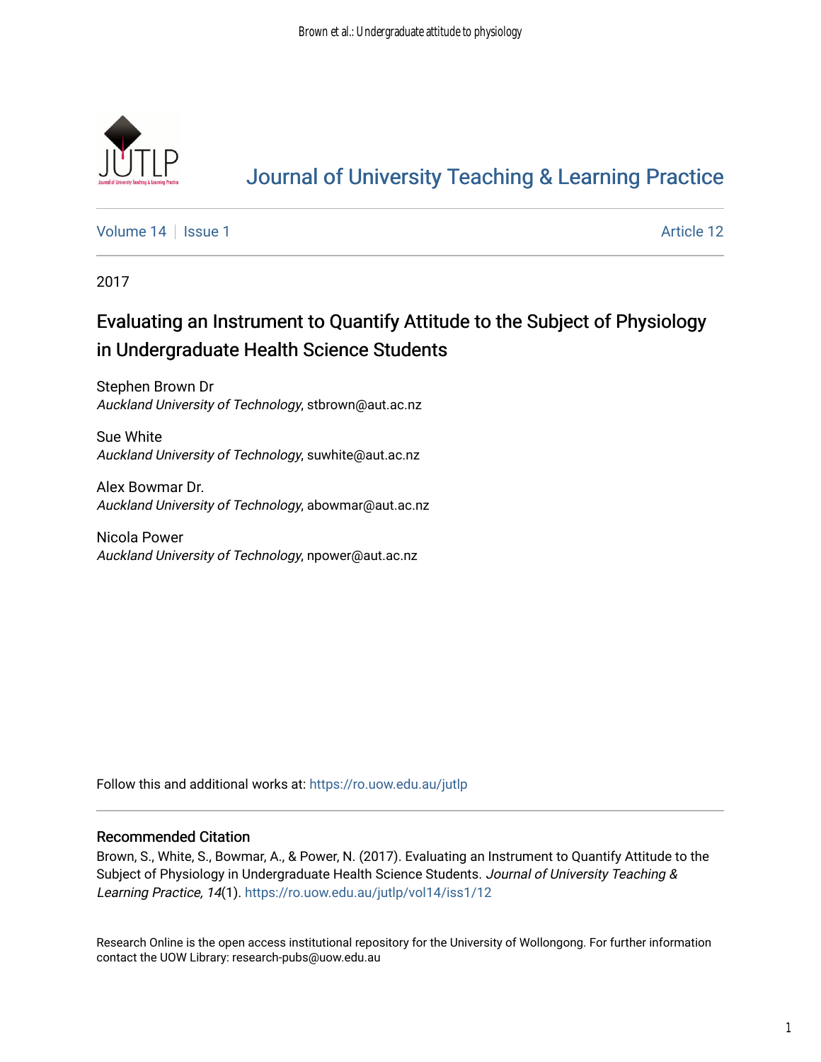# Journal of University Teaching & Learning Practice

Volume 14 | Issue 1 | Article 12

2017

## Evaluating an Instrument to Quantify Attitude to the Subject of Physiology in Undergraduate Health Science Students

Stephen Brown Dr
*Auckland University of Technology*, stbrown@aut.ac.nz

Sue White
*Auckland University of Technology*, suwhite@aut.ac.nz

Alex Bowmar Dr.
*Auckland University of Technology*, abowmar@aut.ac.nz

Nicola Power
*Auckland University of Technology*, npower@aut.ac.nz

Follow this and additional works at: https://ro.uow.edu.au/jutlp

### Recommended Citation

Brown, S., White, S., Bowmar, A., & Power, N. (2017). Evaluating an Instrument to Quantify Attitude to the Subject of Physiology in Undergraduate Health Science Students. *Journal of University Teaching & Learning Practice, 14*(1). https://ro.uow.edu.au/jutlp/vol14/iss1/12

Research Online is the open access institutional repository for the University of Wollongong. For further information contact the UOW Library: research-pubs@uow.edu.au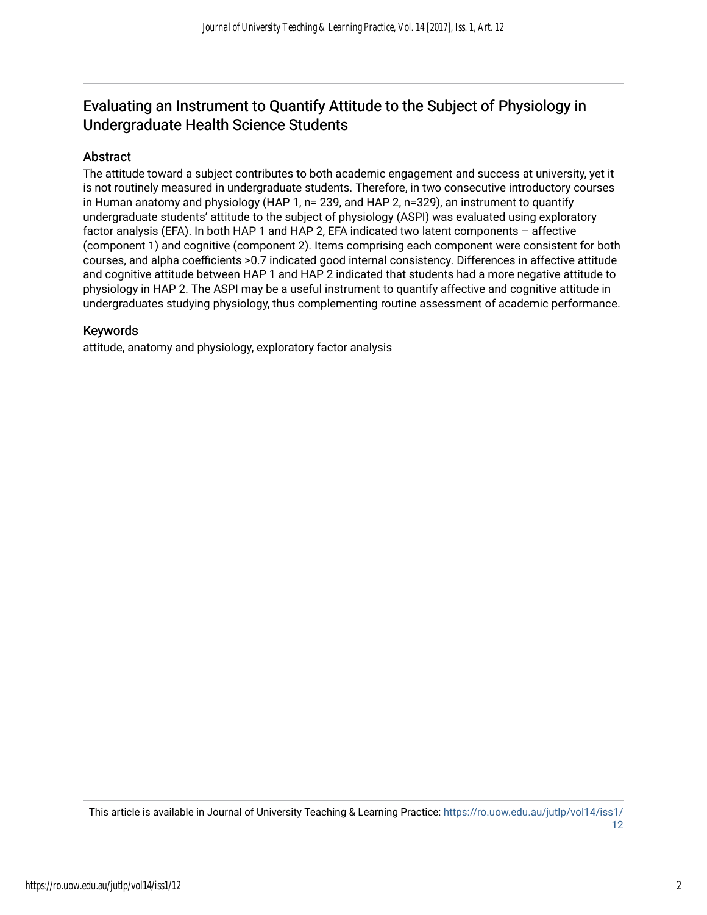# Evaluating an Instrument to Quantify Attitude to the Subject of Physiology in Undergraduate Health Science Students

## Abstract

The attitude toward a subject contributes to both academic engagement and success at university, yet it is not routinely measured in undergraduate students. Therefore, in two consecutive introductory courses in Human anatomy and physiology (HAP 1, n= 239, and HAP 2, n=329), an instrument to quantify undergraduate students' attitude to the subject of physiology (ASPI) was evaluated using exploratory factor analysis (EFA). In both HAP 1 and HAP 2, EFA indicated two latent components – affective (component 1) and cognitive (component 2). Items comprising each component were consistent for both courses, and alpha coefficients >0.7 indicated good internal consistency. Differences in affective attitude and cognitive attitude between HAP 1 and HAP 2 indicated that students had a more negative attitude to physiology in HAP 2. The ASPI may be a useful instrument to quantify affective and cognitive attitude in undergraduates studying physiology, thus complementing routine assessment of academic performance.

## Keywords

attitude, anatomy and physiology, exploratory factor analysis

This article is available in Journal of University Teaching & Learning Practice: https://ro.uow.edu.au/jutlp/vol14/iss1/12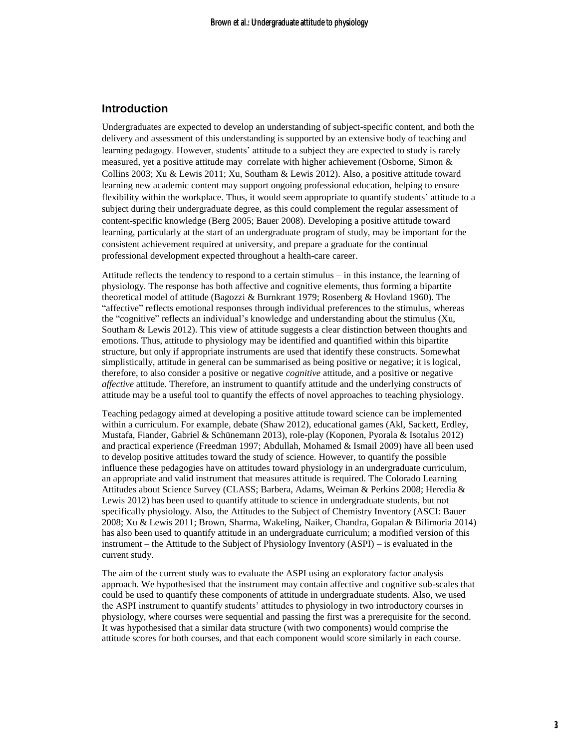## Introduction

Undergraduates are expected to develop an understanding of subject-specific content, and both the delivery and assessment of this understanding is supported by an extensive body of teaching and learning pedagogy. However, students' attitude to a subject they are expected to study is rarely measured, yet a positive attitude may correlate with higher achievement (Osborne, Simon & Collins 2003; Xu & Lewis 2011; Xu, Southam & Lewis 2012). Also, a positive attitude toward learning new academic content may support ongoing professional education, helping to ensure flexibility within the workplace. Thus, it would seem appropriate to quantify students' attitude to a subject during their undergraduate degree, as this could complement the regular assessment of content-specific knowledge (Berg 2005; Bauer 2008). Developing a positive attitude toward learning, particularly at the start of an undergraduate program of study, may be important for the consistent achievement required at university, and prepare a graduate for the continual professional development expected throughout a health-care career.

Attitude reflects the tendency to respond to a certain stimulus – in this instance, the learning of physiology. The response has both affective and cognitive elements, thus forming a bipartite theoretical model of attitude (Bagozzi & Burnkrant 1979; Rosenberg & Hovland 1960). The "affective" reflects emotional responses through individual preferences to the stimulus, whereas the "cognitive" reflects an individual's knowledge and understanding about the stimulus (Xu, Southam & Lewis 2012). This view of attitude suggests a clear distinction between thoughts and emotions. Thus, attitude to physiology may be identified and quantified within this bipartite structure, but only if appropriate instruments are used that identify these constructs. Somewhat simplistically, attitude in general can be summarised as being positive or negative; it is logical, therefore, to also consider a positive or negative *cognitive* attitude, and a positive or negative *affective* attitude. Therefore, an instrument to quantify attitude and the underlying constructs of attitude may be a useful tool to quantify the effects of novel approaches to teaching physiology.

Teaching pedagogy aimed at developing a positive attitude toward science can be implemented within a curriculum. For example, debate (Shaw 2012), educational games (Akl, Sackett, Erdley, Mustafa, Fiander, Gabriel & Schünemann 2013), role-play (Koponen, Pyorala & Isotalus 2012) and practical experience (Freedman 1997; Abdullah, Mohamed & Ismail 2009) have all been used to develop positive attitudes toward the study of science. However, to quantify the possible influence these pedagogies have on attitudes toward physiology in an undergraduate curriculum, an appropriate and valid instrument that measures attitude is required. The Colorado Learning Attitudes about Science Survey (CLASS; Barbera, Adams, Weiman & Perkins 2008; Heredia & Lewis 2012) has been used to quantify attitude to science in undergraduate students, but not specifically physiology. Also, the Attitudes to the Subject of Chemistry Inventory (ASCI: Bauer 2008; Xu & Lewis 2011; Brown, Sharma, Wakeling, Naiker, Chandra, Gopalan & Bilimoria 2014) has also been used to quantify attitude in an undergraduate curriculum; a modified version of this instrument – the Attitude to the Subject of Physiology Inventory (ASPI) – is evaluated in the current study.

The aim of the current study was to evaluate the ASPI using an exploratory factor analysis approach. We hypothesised that the instrument may contain affective and cognitive sub-scales that could be used to quantify these components of attitude in undergraduate students. Also, we used the ASPI instrument to quantify students' attitudes to physiology in two introductory courses in physiology, where courses were sequential and passing the first was a prerequisite for the second. It was hypothesised that a similar data structure (with two components) would comprise the attitude scores for both courses, and that each component would score similarly in each course.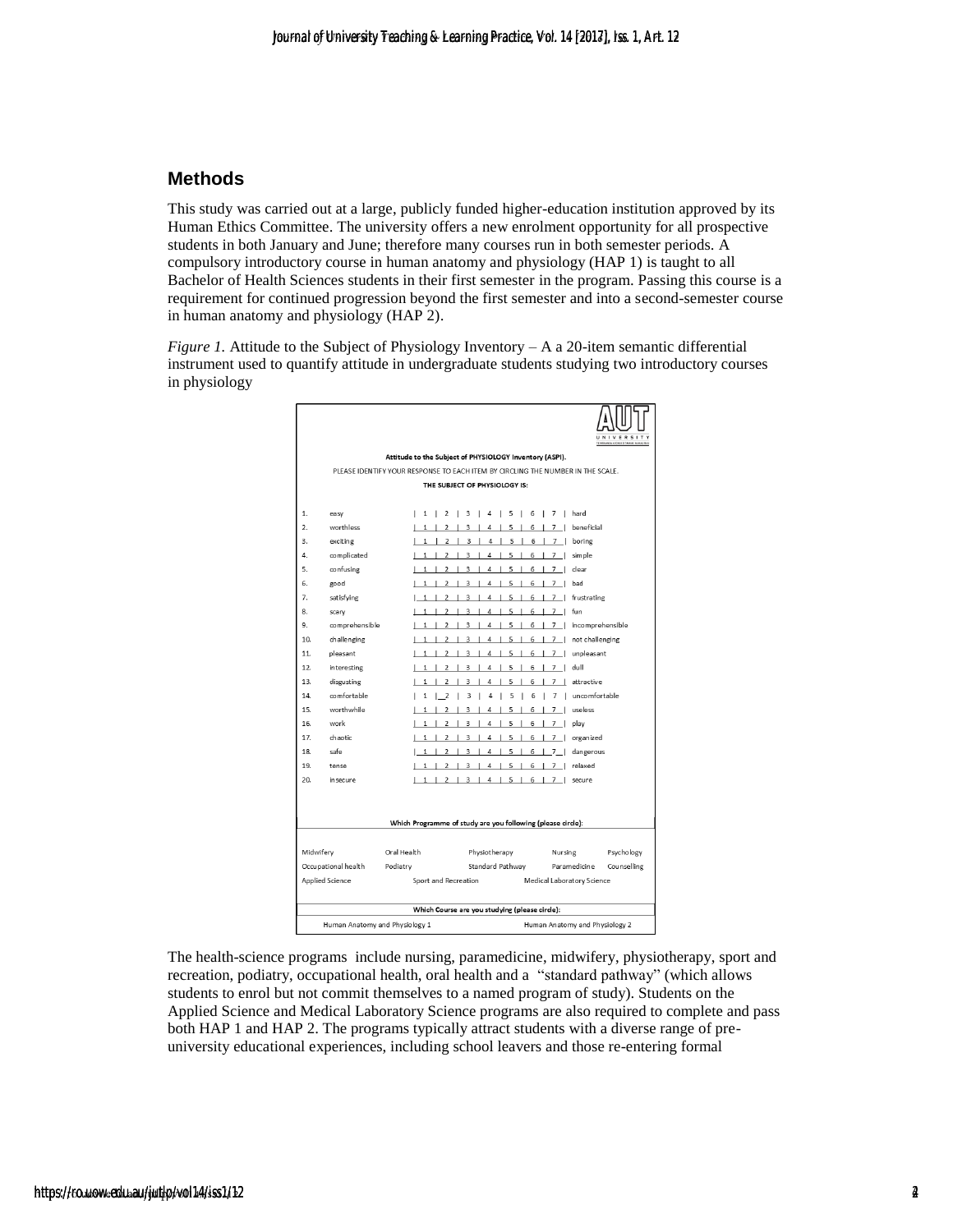## Methods

This study was carried out at a large, publicly funded higher-education institution approved by its Human Ethics Committee. The university offers a new enrolment opportunity for all prospective students in both January and June; therefore many courses run in both semester periods. A compulsory introductory course in human anatomy and physiology (HAP 1) is taught to all Bachelor of Health Sciences students in their first semester in the program. Passing this course is a requirement for continued progression beyond the first semester and into a second-semester course in human anatomy and physiology (HAP 2).

*Figure 1.* Attitude to the Subject of Physiology Inventory – A a 20-item semantic differential instrument used to quantify attitude in undergraduate students studying two introductory courses in physiology

**Attitude to the Subject of PHYSIOLOGY Inventory (ASPI).**

PLEASE IDENTIFY YOUR RESPONSE TO EACH ITEM BY CIRCLING THE NUMBER IN THE SCALE.

**THE SUBJECT OF PHYSIOLOGY IS:**

| | | | | | | | | | |
|---|---|---|---|---|---|---|---|---|---|
| 1. | easy | 1 | 2 | 3 | 4 | 5 | 6 | 7 | hard |
| 2. | worthless | 1 | 2 | 3 | 4 | 5 | 6 | 7 | beneficial |
| 3. | exciting | 1 | 2 | 3 | 4 | 5 | 6 | 7 | boring |
| 4. | complicated | 1 | 2 | 3 | 4 | 5 | 6 | 7 | simple |
| 5. | confusing | 1 | 2 | 3 | 4 | 5 | 6 | 7 | clear |
| 6. | good | 1 | 2 | 3 | 4 | 5 | 6 | 7 | bad |
| 7. | satisfying | 1 | 2 | 3 | 4 | 5 | 6 | 7 | frustrating |
| 8. | scary | 1 | 2 | 3 | 4 | 5 | 6 | 7 | fun |
| 9. | comprehensible | 1 | 2 | 3 | 4 | 5 | 6 | 7 | incomprehensible |
| 10. | challenging | 1 | 2 | 3 | 4 | 5 | 6 | 7 | not challenging |
| 11. | pleasant | 1 | 2 | 3 | 4 | 5 | 6 | 7 | unpleasant |
| 12. | interesting | 1 | 2 | 3 | 4 | 5 | 6 | 7 | dull |
| 13. | disgusting | 1 | 2 | 3 | 4 | 5 | 6 | 7 | attractive |
| 14. | comfortable | 1 | 2 | 3 | 4 | 5 | 6 | 7 | uncomfortable |
| 15. | worthwhile | 1 | 2 | 3 | 4 | 5 | 6 | 7 | useless |
| 16. | work | 1 | 2 | 3 | 4 | 5 | 6 | 7 | play |
| 17. | chaotic | 1 | 2 | 3 | 4 | 5 | 6 | 7 | organized |
| 18. | safe | 1 | 2 | 3 | 4 | 5 | 6 | 7 | dangerous |
| 19. | tense | 1 | 2 | 3 | 4 | 5 | 6 | 7 | relaxed |
| 20. | insecure | 1 | 2 | 3 | 4 | 5 | 6 | 7 | secure |

**Which Programme of study are you following (please circle):**

Midwifery, Oral Health, Physiotherapy, Nursing, Psychology, Occupational health, Podiatry, Standard Pathway, Paramedicine, Counselling, Applied Science, Sport and Recreation, Medical Laboratory Science

**Which Course are you studying (please circle):**

Human Anatomy and Physiology 1, Human Anatomy and Physiology 2

The health-science programs include nursing, paramedicine, midwifery, physiotherapy, sport and recreation, podiatry, occupational health, oral health and a "standard pathway" (which allows students to enrol but not commit themselves to a named program of study). Students on the Applied Science and Medical Laboratory Science programs are also required to complete and pass both HAP 1 and HAP 2. The programs typically attract students with a diverse range of pre-university educational experiences, including school leavers and those re-entering formal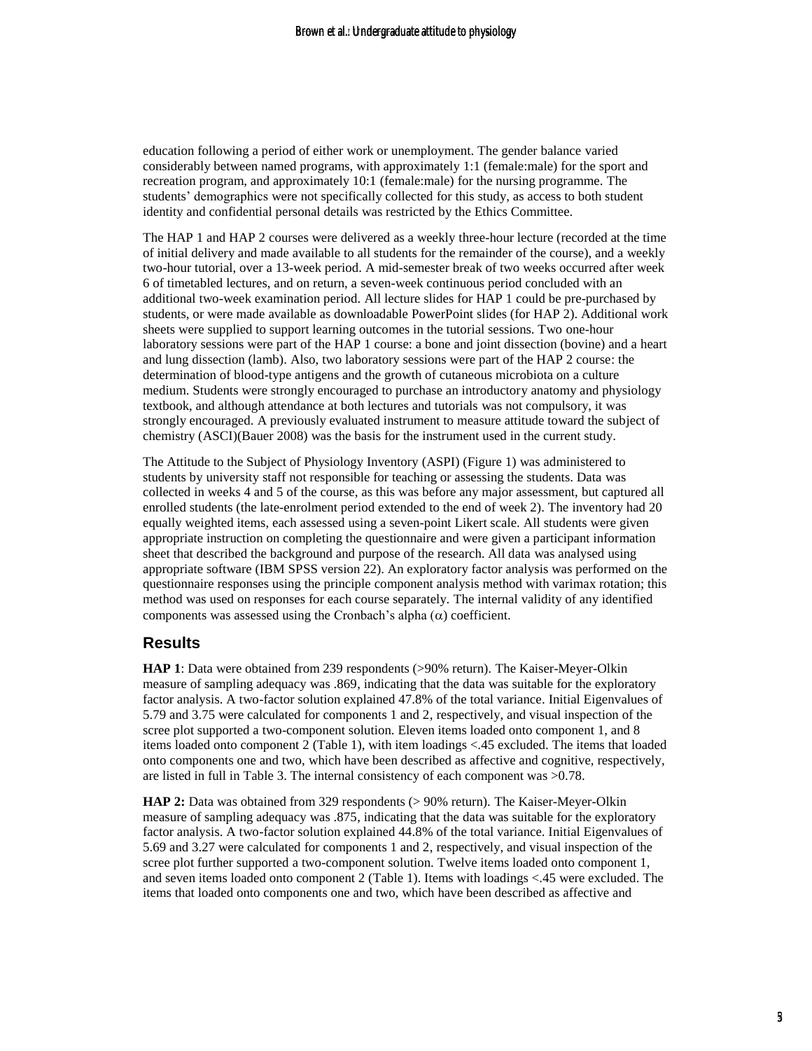education following a period of either work or unemployment. The gender balance varied considerably between named programs, with approximately 1:1 (female:male) for the sport and recreation program, and approximately 10:1 (female:male) for the nursing programme. The students' demographics were not specifically collected for this study, as access to both student identity and confidential personal details was restricted by the Ethics Committee.

The HAP 1 and HAP 2 courses were delivered as a weekly three-hour lecture (recorded at the time of initial delivery and made available to all students for the remainder of the course), and a weekly two-hour tutorial, over a 13-week period. A mid-semester break of two weeks occurred after week 6 of timetabled lectures, and on return, a seven-week continuous period concluded with an additional two-week examination period. All lecture slides for HAP 1 could be pre-purchased by students, or were made available as downloadable PowerPoint slides (for HAP 2). Additional work sheets were supplied to support learning outcomes in the tutorial sessions. Two one-hour laboratory sessions were part of the HAP 1 course: a bone and joint dissection (bovine) and a heart and lung dissection (lamb). Also, two laboratory sessions were part of the HAP 2 course: the determination of blood-type antigens and the growth of cutaneous microbiota on a culture medium. Students were strongly encouraged to purchase an introductory anatomy and physiology textbook, and although attendance at both lectures and tutorials was not compulsory, it was strongly encouraged. A previously evaluated instrument to measure attitude toward the subject of chemistry (ASCI)(Bauer 2008) was the basis for the instrument used in the current study.

The Attitude to the Subject of Physiology Inventory (ASPI) (Figure 1) was administered to students by university staff not responsible for teaching or assessing the students. Data was collected in weeks 4 and 5 of the course, as this was before any major assessment, but captured all enrolled students (the late-enrolment period extended to the end of week 2). The inventory had 20 equally weighted items, each assessed using a seven-point Likert scale. All students were given appropriate instruction on completing the questionnaire and were given a participant information sheet that described the background and purpose of the research. All data was analysed using appropriate software (IBM SPSS version 22). An exploratory factor analysis was performed on the questionnaire responses using the principle component analysis method with varimax rotation; this method was used on responses for each course separately. The internal validity of any identified components was assessed using the Cronbach's alpha ($\alpha$) coefficient.

## Results

**HAP 1**: Data were obtained from 239 respondents (>90% return). The Kaiser-Meyer-Olkin measure of sampling adequacy was .869, indicating that the data was suitable for the exploratory factor analysis. A two-factor solution explained 47.8% of the total variance. Initial Eigenvalues of 5.79 and 3.75 were calculated for components 1 and 2, respectively, and visual inspection of the scree plot supported a two-component solution. Eleven items loaded onto component 1, and 8 items loaded onto component 2 (Table 1), with item loadings <.45 excluded. The items that loaded onto components one and two, which have been described as affective and cognitive, respectively, are listed in full in Table 3. The internal consistency of each component was >0.78.

**HAP 2:** Data was obtained from 329 respondents (> 90% return). The Kaiser-Meyer-Olkin measure of sampling adequacy was .875, indicating that the data was suitable for the exploratory factor analysis. A two-factor solution explained 44.8% of the total variance. Initial Eigenvalues of 5.69 and 3.27 were calculated for components 1 and 2, respectively, and visual inspection of the scree plot further supported a two-component solution. Twelve items loaded onto component 1, and seven items loaded onto component 2 (Table 1). Items with loadings <.45 were excluded. The items that loaded onto components one and two, which have been described as affective and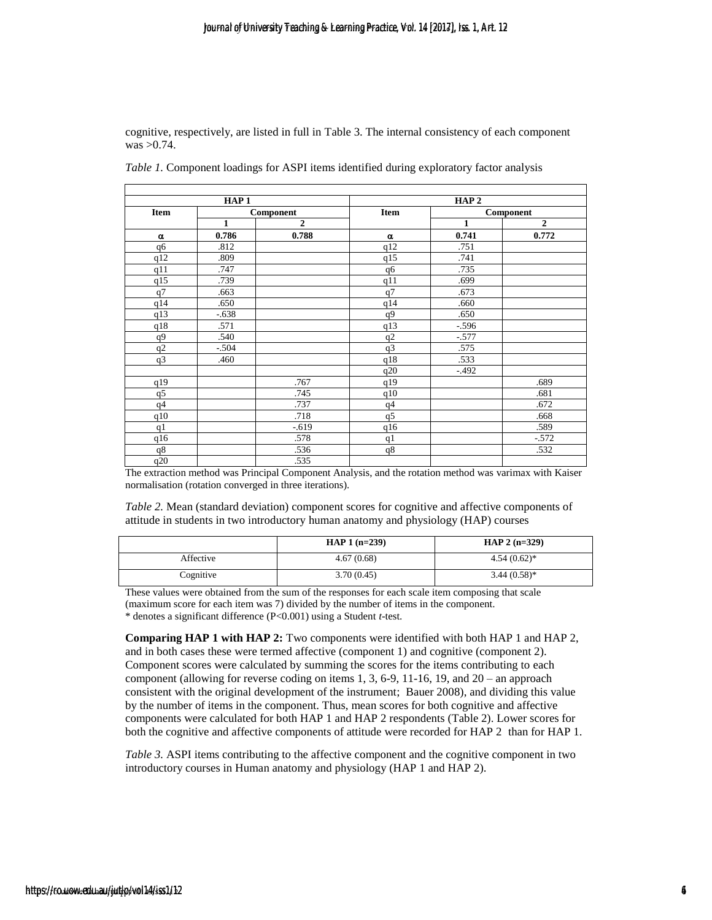cognitive, respectively, are listed in full in Table 3. The internal consistency of each component was >0.74.

*Table 1.* Component loadings for ASPI items identified during exploratory factor analysis

| HAP 1 | | | HAP 2 | | |
|---|---|---|---|---|---|
| **Item** | **Component** | | **Item** | **Component** | |
| | **1** | **2** | | **1** | **2** |
| α | **0.786** | **0.788** | α | **0.741** | **0.772** |
| q6 | .812 | | q12 | .751 | |
| q12 | .809 | | q15 | .741 | |
| q11 | .747 | | q6 | .735 | |
| q15 | .739 | | q11 | .699 | |
| q7 | .663 | | q7 | .673 | |
| q14 | .650 | | q14 | .660 | |
| q13 | -.638 | | q9 | .650 | |
| q18 | .571 | | q13 | -.596 | |
| q9 | .540 | | q2 | -.577 | |
| q2 | -.504 | | q3 | .575 | |
| q3 | .460 | | q18 | .533 | |
| | | | q20 | -.492 | |
| q19 | | .767 | q19 | | .689 |
| q5 | | .745 | q10 | | .681 |
| q4 | | .737 | q4 | | .672 |
| q10 | | .718 | q5 | | .668 |
| q1 | | -.619 | q16 | | .589 |
| q16 | | .578 | q1 | | -.572 |
| q8 | | .536 | q8 | | .532 |
| q20 | | .535 | | | |

The extraction method was Principal Component Analysis, and the rotation method was varimax with Kaiser normalisation (rotation converged in three iterations).

*Table 2.* Mean (standard deviation) component scores for cognitive and affective components of attitude in students in two introductory human anatomy and physiology (HAP) courses

| | **HAP 1 (n=239)** | **HAP 2 (n=329)** |
|---|---|---|
| Affective | 4.67 (0.68) | 4.54 (0.62)* |
| Cognitive | 3.70 (0.45) | 3.44 (0.58)* |

These values were obtained from the sum of the responses for each scale item composing that scale (maximum score for each item was 7) divided by the number of items in the component.
\* denotes a significant difference (P<0.001) using a Student *t*-test.

**Comparing HAP 1 with HAP 2:** Two components were identified with both HAP 1 and HAP 2, and in both cases these were termed affective (component 1) and cognitive (component 2). Component scores were calculated by summing the scores for the items contributing to each component (allowing for reverse coding on items 1, 3, 6-9, 11-16, 19, and 20 – an approach consistent with the original development of the instrument; Bauer 2008), and dividing this value by the number of items in the component. Thus, mean scores for both cognitive and affective components were calculated for both HAP 1 and HAP 2 respondents (Table 2). Lower scores for both the cognitive and affective components of attitude were recorded for HAP 2 than for HAP 1.

*Table 3.* ASPI items contributing to the affective component and the cognitive component in two introductory courses in Human anatomy and physiology (HAP 1 and HAP 2).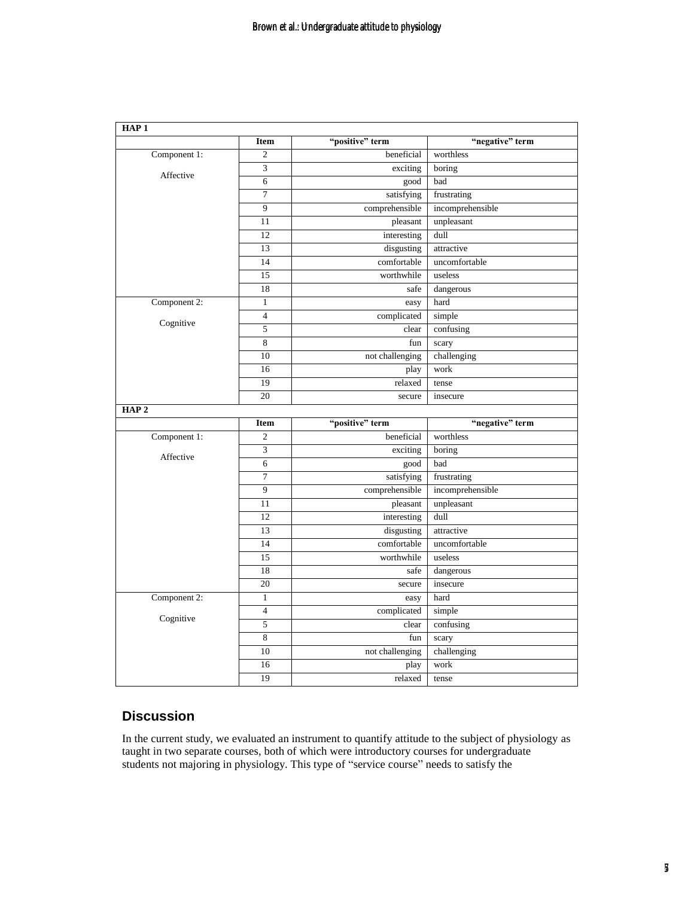| HAP 1 | | | |
|---|---|---|---|
| | Item | "positive" term | "negative" term |
| Component 1: Affective | 2 | beneficial | worthless |
| | 3 | exciting | boring |
| | 6 | good | bad |
| | 7 | satisfying | frustrating |
| | 9 | comprehensible | incomprehensible |
| | 11 | pleasant | unpleasant |
| | 12 | interesting | dull |
| | 13 | disgusting | attractive |
| | 14 | comfortable | uncomfortable |
| | 15 | worthwhile | useless |
| | 18 | safe | dangerous |
| Component 2: Cognitive | 1 | easy | hard |
| | 4 | complicated | simple |
| | 5 | clear | confusing |
| | 8 | fun | scary |
| | 10 | not challenging | challenging |
| | 16 | play | work |
| | 19 | relaxed | tense |
| | 20 | secure | insecure |
| **HAP 2** | | | |
| | Item | "positive" term | "negative" term |
| Component 1: Affective | 2 | beneficial | worthless |
| | 3 | exciting | boring |
| | 6 | good | bad |
| | 7 | satisfying | frustrating |
| | 9 | comprehensible | incomprehensible |
| | 11 | pleasant | unpleasant |
| | 12 | interesting | dull |
| | 13 | disgusting | attractive |
| | 14 | comfortable | uncomfortable |
| | 15 | worthwhile | useless |
| | 18 | safe | dangerous |
| | 20 | secure | insecure |
| Component 2: Cognitive | 1 | easy | hard |
| | 4 | complicated | simple |
| | 5 | clear | confusing |
| | 8 | fun | scary |
| | 10 | not challenging | challenging |
| | 16 | play | work |
| | 19 | relaxed | tense |

## Discussion

In the current study, we evaluated an instrument to quantify attitude to the subject of physiology as taught in two separate courses, both of which were introductory courses for undergraduate students not majoring in physiology. This type of "service course" needs to satisfy the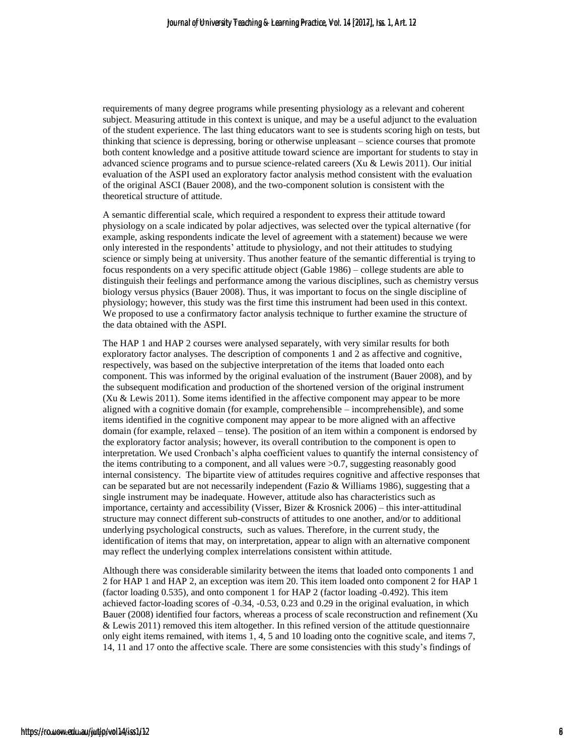requirements of many degree programs while presenting physiology as a relevant and coherent subject. Measuring attitude in this context is unique, and may be a useful adjunct to the evaluation of the student experience. The last thing educators want to see is students scoring high on tests, but thinking that science is depressing, boring or otherwise unpleasant – science courses that promote both content knowledge and a positive attitude toward science are important for students to stay in advanced science programs and to pursue science-related careers (Xu & Lewis 2011). Our initial evaluation of the ASPI used an exploratory factor analysis method consistent with the evaluation of the original ASCI (Bauer 2008), and the two-component solution is consistent with the theoretical structure of attitude.

A semantic differential scale, which required a respondent to express their attitude toward physiology on a scale indicated by polar adjectives, was selected over the typical alternative (for example, asking respondents indicate the level of agreement with a statement) because we were only interested in the respondents' attitude to physiology, and not their attitudes to studying science or simply being at university. Thus another feature of the semantic differential is trying to focus respondents on a very specific attitude object (Gable 1986) – college students are able to distinguish their feelings and performance among the various disciplines, such as chemistry versus biology versus physics (Bauer 2008). Thus, it was important to focus on the single discipline of physiology; however, this study was the first time this instrument had been used in this context. We proposed to use a confirmatory factor analysis technique to further examine the structure of the data obtained with the ASPI.

The HAP 1 and HAP 2 courses were analysed separately, with very similar results for both exploratory factor analyses. The description of components 1 and 2 as affective and cognitive, respectively, was based on the subjective interpretation of the items that loaded onto each component. This was informed by the original evaluation of the instrument (Bauer 2008), and by the subsequent modification and production of the shortened version of the original instrument (Xu & Lewis 2011). Some items identified in the affective component may appear to be more aligned with a cognitive domain (for example, comprehensible – incomprehensible), and some items identified in the cognitive component may appear to be more aligned with an affective domain (for example, relaxed – tense). The position of an item within a component is endorsed by the exploratory factor analysis; however, its overall contribution to the component is open to interpretation. We used Cronbach's alpha coefficient values to quantify the internal consistency of the items contributing to a component, and all values were >0.7, suggesting reasonably good internal consistency. The bipartite view of attitudes requires cognitive and affective responses that can be separated but are not necessarily independent (Fazio & Williams 1986), suggesting that a single instrument may be inadequate. However, attitude also has characteristics such as importance, certainty and accessibility (Visser, Bizer & Krosnick 2006) – this inter-attitudinal structure may connect different sub-constructs of attitudes to one another, and/or to additional underlying psychological constructs, such as values. Therefore, in the current study, the identification of items that may, on interpretation, appear to align with an alternative component may reflect the underlying complex interrelations consistent within attitude.

Although there was considerable similarity between the items that loaded onto components 1 and 2 for HAP 1 and HAP 2, an exception was item 20. This item loaded onto component 2 for HAP 1 (factor loading 0.535), and onto component 1 for HAP 2 (factor loading -0.492). This item achieved factor-loading scores of -0.34, -0.53, 0.23 and 0.29 in the original evaluation, in which Bauer (2008) identified four factors, whereas a process of scale reconstruction and refinement (Xu & Lewis 2011) removed this item altogether. In this refined version of the attitude questionnaire only eight items remained, with items 1, 4, 5 and 10 loading onto the cognitive scale, and items 7, 14, 11 and 17 onto the affective scale. There are some consistencies with this study's findings of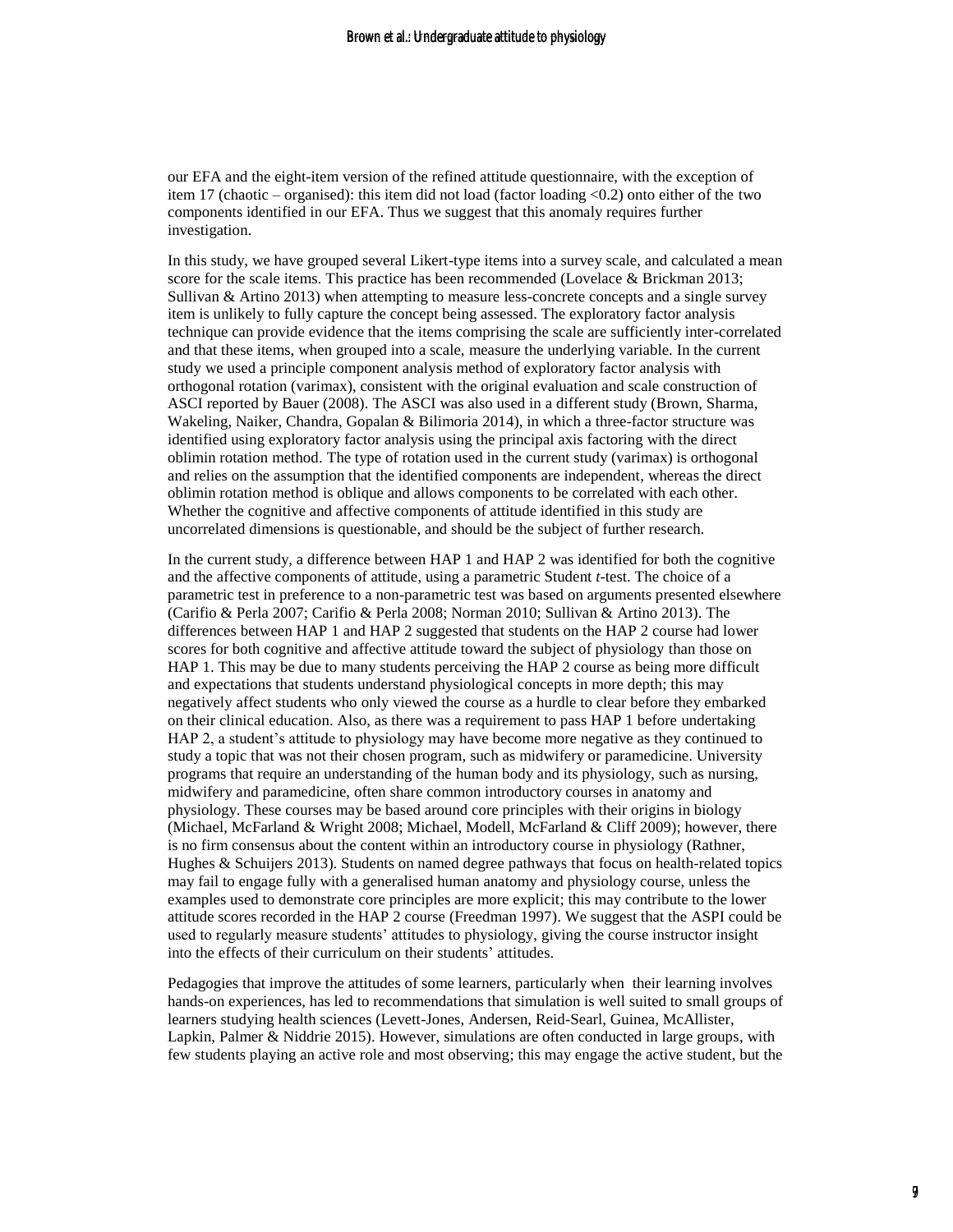our EFA and the eight-item version of the refined attitude questionnaire, with the exception of item 17 (chaotic – organised): this item did not load (factor loading <0.2) onto either of the two components identified in our EFA. Thus we suggest that this anomaly requires further investigation.

In this study, we have grouped several Likert-type items into a survey scale, and calculated a mean score for the scale items. This practice has been recommended (Lovelace & Brickman 2013; Sullivan & Artino 2013) when attempting to measure less-concrete concepts and a single survey item is unlikely to fully capture the concept being assessed. The exploratory factor analysis technique can provide evidence that the items comprising the scale are sufficiently inter-correlated and that these items, when grouped into a scale, measure the underlying variable. In the current study we used a principle component analysis method of exploratory factor analysis with orthogonal rotation (varimax), consistent with the original evaluation and scale construction of ASCI reported by Bauer (2008). The ASCI was also used in a different study (Brown, Sharma, Wakeling, Naiker, Chandra, Gopalan & Bilimoria 2014), in which a three-factor structure was identified using exploratory factor analysis using the principal axis factoring with the direct oblimin rotation method. The type of rotation used in the current study (varimax) is orthogonal and relies on the assumption that the identified components are independent, whereas the direct oblimin rotation method is oblique and allows components to be correlated with each other. Whether the cognitive and affective components of attitude identified in this study are uncorrelated dimensions is questionable, and should be the subject of further research.

In the current study, a difference between HAP 1 and HAP 2 was identified for both the cognitive and the affective components of attitude, using a parametric Student *t*-test. The choice of a parametric test in preference to a non-parametric test was based on arguments presented elsewhere (Carifio & Perla 2007; Carifio & Perla 2008; Norman 2010; Sullivan & Artino 2013). The differences between HAP 1 and HAP 2 suggested that students on the HAP 2 course had lower scores for both cognitive and affective attitude toward the subject of physiology than those on HAP 1. This may be due to many students perceiving the HAP 2 course as being more difficult and expectations that students understand physiological concepts in more depth; this may negatively affect students who only viewed the course as a hurdle to clear before they embarked on their clinical education. Also, as there was a requirement to pass HAP 1 before undertaking HAP 2, a student's attitude to physiology may have become more negative as they continued to study a topic that was not their chosen program, such as midwifery or paramedicine. University programs that require an understanding of the human body and its physiology, such as nursing, midwifery and paramedicine, often share common introductory courses in anatomy and physiology. These courses may be based around core principles with their origins in biology (Michael, McFarland & Wright 2008; Michael, Modell, McFarland & Cliff 2009); however, there is no firm consensus about the content within an introductory course in physiology (Rathner, Hughes & Schuijers 2013). Students on named degree pathways that focus on health-related topics may fail to engage fully with a generalised human anatomy and physiology course, unless the examples used to demonstrate core principles are more explicit; this may contribute to the lower attitude scores recorded in the HAP 2 course (Freedman 1997). We suggest that the ASPI could be used to regularly measure students' attitudes to physiology, giving the course instructor insight into the effects of their curriculum on their students' attitudes.

Pedagogies that improve the attitudes of some learners, particularly when their learning involves hands-on experiences, has led to recommendations that simulation is well suited to small groups of learners studying health sciences (Levett-Jones, Andersen, Reid-Searl, Guinea, McAllister, Lapkin, Palmer & Niddrie 2015). However, simulations are often conducted in large groups, with few students playing an active role and most observing; this may engage the active student, but the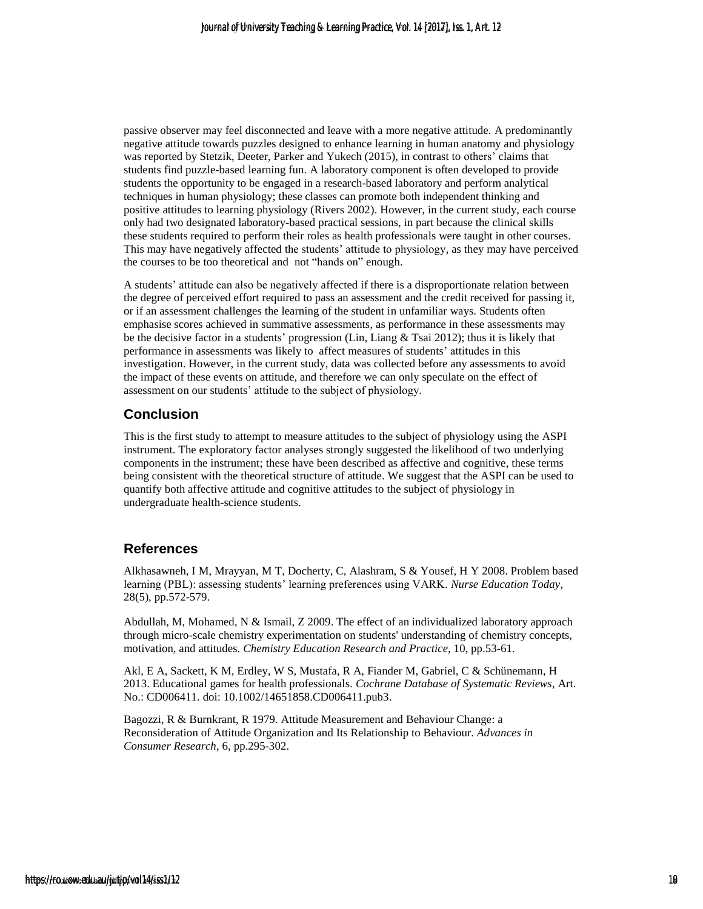passive observer may feel disconnected and leave with a more negative attitude. A predominantly negative attitude towards puzzles designed to enhance learning in human anatomy and physiology was reported by Stetzik, Deeter, Parker and Yukech (2015), in contrast to others' claims that students find puzzle-based learning fun. A laboratory component is often developed to provide students the opportunity to be engaged in a research-based laboratory and perform analytical techniques in human physiology; these classes can promote both independent thinking and positive attitudes to learning physiology (Rivers 2002). However, in the current study, each course only had two designated laboratory-based practical sessions, in part because the clinical skills these students required to perform their roles as health professionals were taught in other courses. This may have negatively affected the students' attitude to physiology, as they may have perceived the courses to be too theoretical and not "hands on" enough.

A students' attitude can also be negatively affected if there is a disproportionate relation between the degree of perceived effort required to pass an assessment and the credit received for passing it, or if an assessment challenges the learning of the student in unfamiliar ways. Students often emphasise scores achieved in summative assessments, as performance in these assessments may be the decisive factor in a students' progression (Lin, Liang & Tsai 2012); thus it is likely that performance in assessments was likely to affect measures of students' attitudes in this investigation. However, in the current study, data was collected before any assessments to avoid the impact of these events on attitude, and therefore we can only speculate on the effect of assessment on our students' attitude to the subject of physiology.

## Conclusion

This is the first study to attempt to measure attitudes to the subject of physiology using the ASPI instrument. The exploratory factor analyses strongly suggested the likelihood of two underlying components in the instrument; these have been described as affective and cognitive, these terms being consistent with the theoretical structure of attitude. We suggest that the ASPI can be used to quantify both affective attitude and cognitive attitudes to the subject of physiology in undergraduate health-science students.

## References

Alkhasawneh, I M, Mrayyan, M T, Docherty, C, Alashram, S & Yousef, H Y 2008. Problem based learning (PBL): assessing students' learning preferences using VARK. *Nurse Education Today*, 28(5), pp.572-579.

Abdullah, M, Mohamed, N & Ismail, Z 2009. The effect of an individualized laboratory approach through micro-scale chemistry experimentation on students' understanding of chemistry concepts, motivation, and attitudes. *Chemistry Education Research and Practice*, 10, pp.53-61.

Akl, E A, Sackett, K M, Erdley, W S, Mustafa, R A, Fiander M, Gabriel, C & Schünemann, H 2013. Educational games for health professionals. *Cochrane Database of Systematic Reviews*, Art. No.: CD006411. doi: 10.1002/14651858.CD006411.pub3.

Bagozzi, R & Burnkrant, R 1979. Attitude Measurement and Behaviour Change: a Reconsideration of Attitude Organization and Its Relationship to Behaviour. *Advances in Consumer Research*, 6, pp.295-302.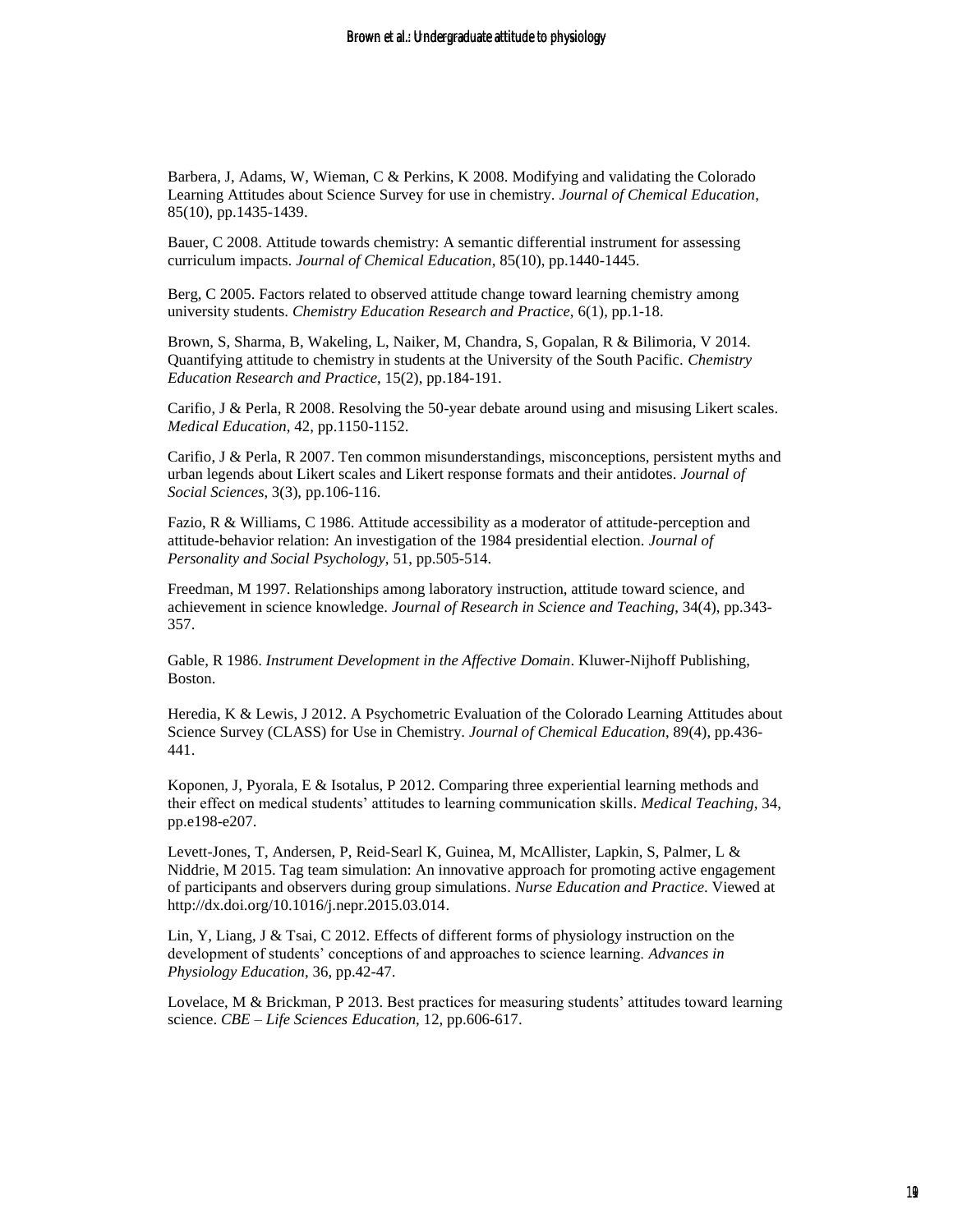Barbera, J, Adams, W, Wieman, C & Perkins, K 2008. Modifying and validating the Colorado Learning Attitudes about Science Survey for use in chemistry. *Journal of Chemical Education*, 85(10), pp.1435-1439.

Bauer, C 2008. Attitude towards chemistry: A semantic differential instrument for assessing curriculum impacts. *Journal of Chemical Education*, 85(10), pp.1440-1445.

Berg, C 2005. Factors related to observed attitude change toward learning chemistry among university students. *Chemistry Education Research and Practice*, 6(1), pp.1-18.

Brown, S, Sharma, B, Wakeling, L, Naiker, M, Chandra, S, Gopalan, R & Bilimoria, V 2014. Quantifying attitude to chemistry in students at the University of the South Pacific. *Chemistry Education Research and Practice*, 15(2), pp.184-191.

Carifio, J & Perla, R 2008. Resolving the 50-year debate around using and misusing Likert scales. *Medical Education*, 42, pp.1150-1152.

Carifio, J & Perla, R 2007. Ten common misunderstandings, misconceptions, persistent myths and urban legends about Likert scales and Likert response formats and their antidotes. *Journal of Social Sciences*, 3(3), pp.106-116.

Fazio, R & Williams, C 1986. Attitude accessibility as a moderator of attitude-perception and attitude-behavior relation: An investigation of the 1984 presidential election. *Journal of Personality and Social Psychology*, 51, pp.505-514.

Freedman, M 1997. Relationships among laboratory instruction, attitude toward science, and achievement in science knowledge. *Journal of Research in Science and Teaching*, 34(4), pp.343-357.

Gable, R 1986. *Instrument Development in the Affective Domain*. Kluwer-Nijhoff Publishing, Boston.

Heredia, K & Lewis, J 2012. A Psychometric Evaluation of the Colorado Learning Attitudes about Science Survey (CLASS) for Use in Chemistry. *Journal of Chemical Education*, 89(4), pp.436-441.

Koponen, J, Pyorala, E & Isotalus, P 2012. Comparing three experiential learning methods and their effect on medical students' attitudes to learning communication skills. *Medical Teaching*, 34, pp.e198-e207.

Levett-Jones, T, Andersen, P, Reid-Searl K, Guinea, M, McAllister, Lapkin, S, Palmer, L & Niddrie, M 2015. Tag team simulation: An innovative approach for promoting active engagement of participants and observers during group simulations. *Nurse Education and Practice*. Viewed at http://dx.doi.org/10.1016/j.nepr.2015.03.014.

Lin, Y, Liang, J & Tsai, C 2012. Effects of different forms of physiology instruction on the development of students' conceptions of and approaches to science learning. *Advances in Physiology Education*, 36, pp.42-47.

Lovelace, M & Brickman, P 2013. Best practices for measuring students' attitudes toward learning science. *CBE – Life Sciences Education*, 12, pp.606-617.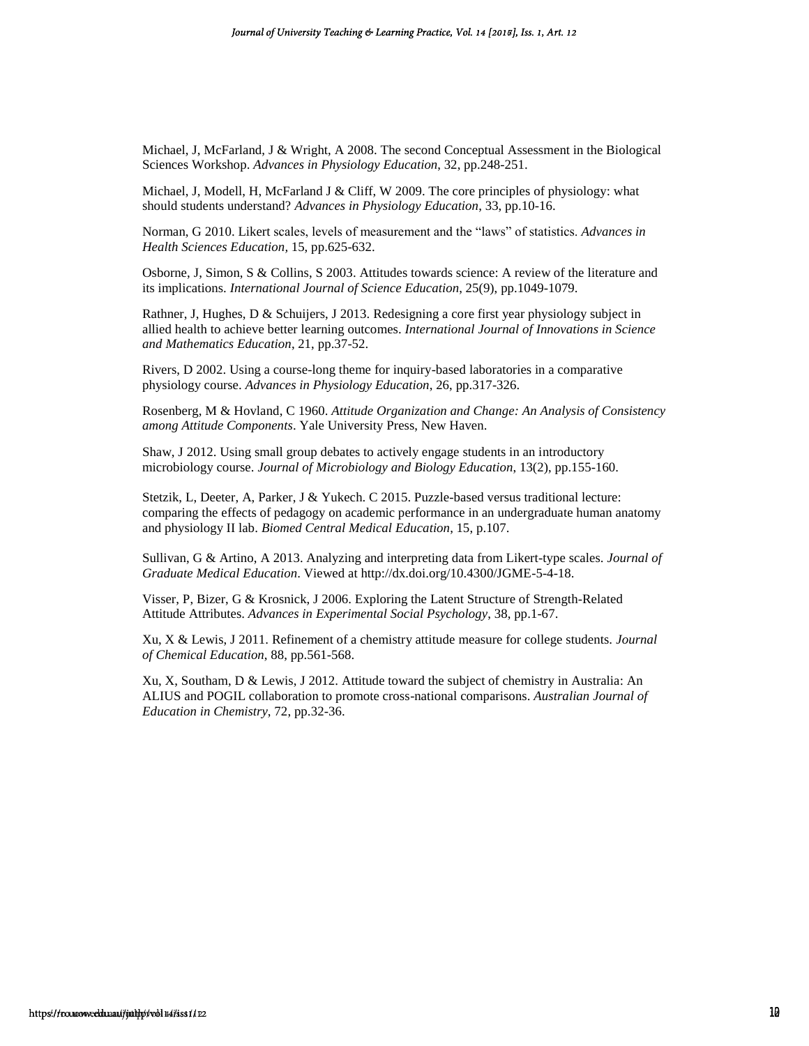Michael, J, McFarland, J & Wright, A 2008. The second Conceptual Assessment in the Biological Sciences Workshop. *Advances in Physiology Education*, 32, pp.248-251.

Michael, J, Modell, H, McFarland J & Cliff, W 2009. The core principles of physiology: what should students understand? *Advances in Physiology Education*, 33, pp.10-16.

Norman, G 2010. Likert scales, levels of measurement and the "laws" of statistics. *Advances in Health Sciences Education,* 15, pp.625-632.

Osborne, J, Simon, S & Collins, S 2003. Attitudes towards science: A review of the literature and its implications. *International Journal of Science Education*, 25(9), pp.1049-1079.

Rathner, J, Hughes, D & Schuijers, J 2013. Redesigning a core first year physiology subject in allied health to achieve better learning outcomes. *International Journal of Innovations in Science and Mathematics Education*, 21, pp.37-52.

Rivers, D 2002. Using a course-long theme for inquiry-based laboratories in a comparative physiology course. *Advances in Physiology Education*, 26, pp.317-326.

Rosenberg, M & Hovland, C 1960. *Attitude Organization and Change: An Analysis of Consistency among Attitude Components*. Yale University Press, New Haven.

Shaw, J 2012. Using small group debates to actively engage students in an introductory microbiology course. *Journal of Microbiology and Biology Education*, 13(2), pp.155-160.

Stetzik, L, Deeter, A, Parker, J & Yukech. C 2015. Puzzle-based versus traditional lecture: comparing the effects of pedagogy on academic performance in an undergraduate human anatomy and physiology II lab. *Biomed Central Medical Education*, 15, p.107.

Sullivan, G & Artino, A 2013. Analyzing and interpreting data from Likert-type scales. *Journal of Graduate Medical Education*. Viewed at http://dx.doi.org/10.4300/JGME-5-4-18.

Visser, P, Bizer, G & Krosnick, J 2006. Exploring the Latent Structure of Strength-Related Attitude Attributes. *Advances in Experimental Social Psychology*, 38, pp.1-67.

Xu, X & Lewis, J 2011. Refinement of a chemistry attitude measure for college students. *Journal of Chemical Education*, 88, pp.561-568.

Xu, X, Southam, D & Lewis, J 2012. Attitude toward the subject of chemistry in Australia: An ALIUS and POGIL collaboration to promote cross-national comparisons. *Australian Journal of Education in Chemistry*, 72, pp.32-36.